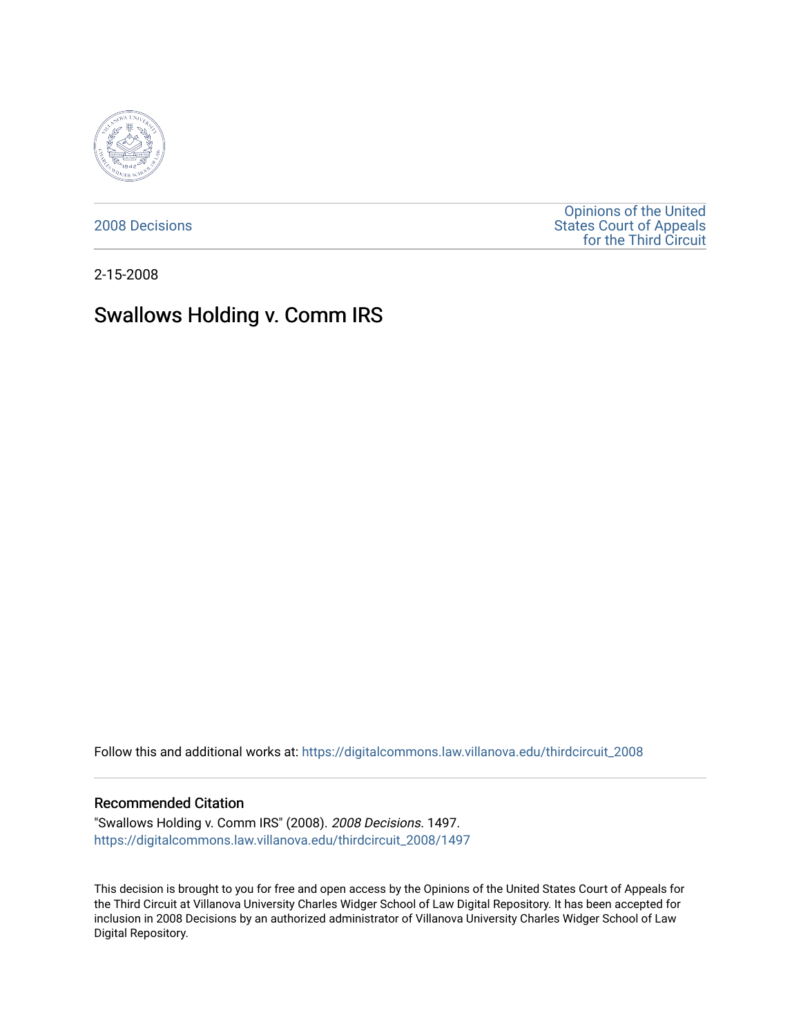2008 Decisions

Opinions of the United States Court of Appeals for the Third Circuit

2-15-2008

# Swallows Holding v. Comm IRS

Follow this and additional works at: https://digitalcommons.law.villanova.edu/thirdcircuit_2008

## Recommended Citation

"Swallows Holding v. Comm IRS" (2008). *2008 Decisions*. 1497.
https://digitalcommons.law.villanova.edu/thirdcircuit_2008/1497

This decision is brought to you for free and open access by the Opinions of the United States Court of Appeals for the Third Circuit at Villanova University Charles Widger School of Law Digital Repository. It has been accepted for inclusion in 2008 Decisions by an authorized administrator of Villanova University Charles Widger School of Law Digital Repository.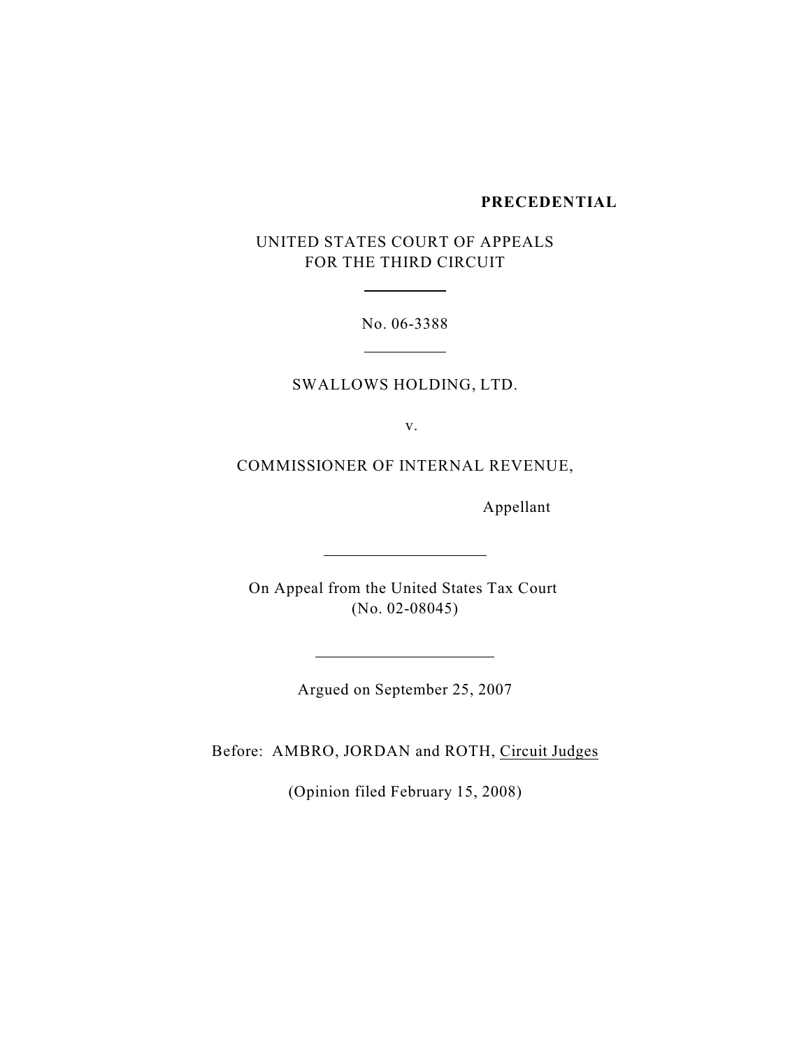**PRECEDENTIAL**

UNITED STATES COURT OF APPEALS
FOR THE THIRD CIRCUIT

---

No. 06-3388

---

SWALLOWS HOLDING, LTD.

v.

COMMISSIONER OF INTERNAL REVENUE,

Appellant

---

On Appeal from the United States Tax Court
(No. 02-08045)

---

Argued on September 25, 2007

Before: AMBRO, JORDAN and ROTH, Circuit Judges

(Opinion filed February 15, 2008)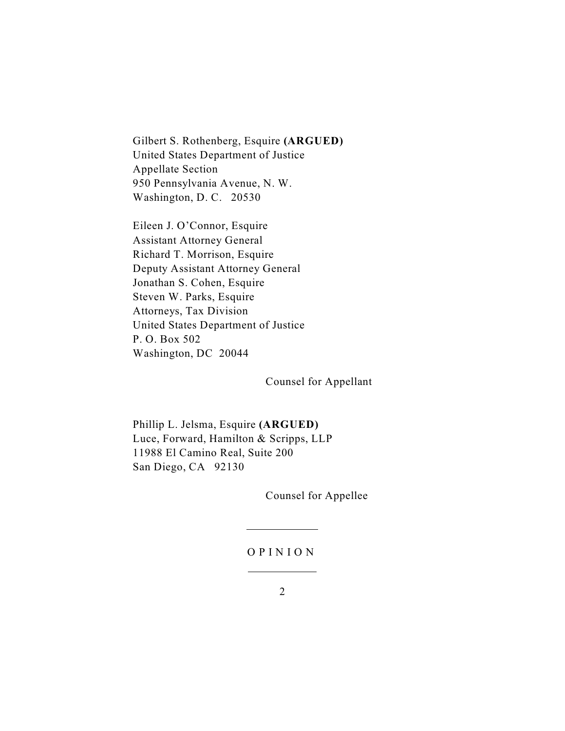Gilbert S. Rothenberg, Esquire **(ARGUED)**
United States Department of Justice
Appellate Section
950 Pennsylvania Avenue, N. W.
Washington, D. C. 20530

Eileen J. O'Connor, Esquire
Assistant Attorney General
Richard T. Morrison, Esquire
Deputy Assistant Attorney General
Jonathan S. Cohen, Esquire
Steven W. Parks, Esquire
Attorneys, Tax Division
United States Department of Justice
P. O. Box 502
Washington, DC 20044

Counsel for Appellant

Phillip L. Jelsma, Esquire **(ARGUED)**
Luce, Forward, Hamilton & Scripps, LLP
11988 El Camino Real, Suite 200
San Diego, CA 92130

Counsel for Appellee

---

O P I N I O N

---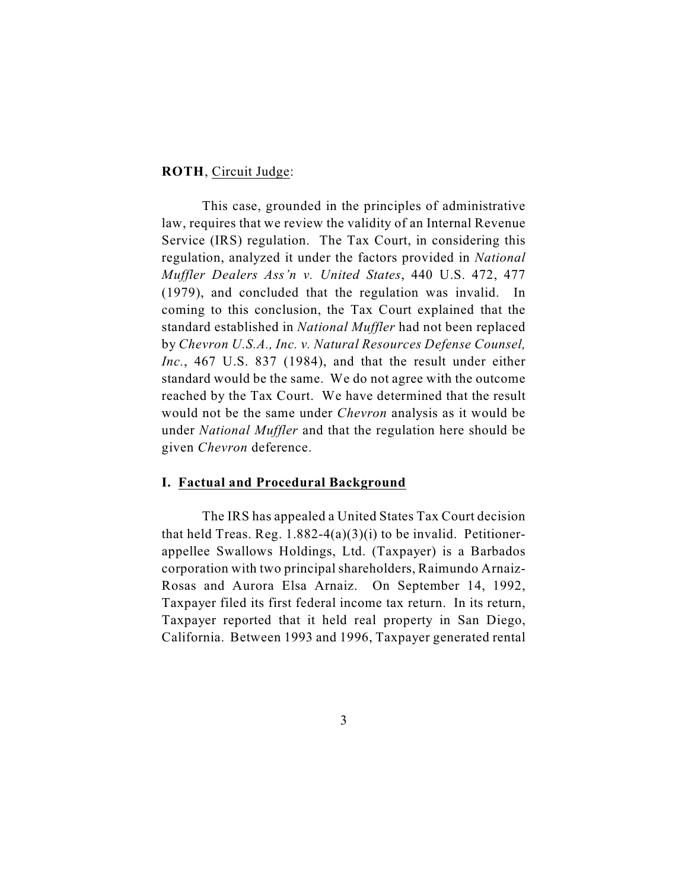**ROTH**, Circuit Judge:

This case, grounded in the principles of administrative law, requires that we review the validity of an Internal Revenue Service (IRS) regulation. The Tax Court, in considering this regulation, analyzed it under the factors provided in *National Muffler Dealers Ass'n v. United States*, 440 U.S. 472, 477 (1979), and concluded that the regulation was invalid. In coming to this conclusion, the Tax Court explained that the standard established in *National Muffler* had not been replaced by *Chevron U.S.A., Inc. v. Natural Resources Defense Counsel, Inc.*, 467 U.S. 837 (1984), and that the result under either standard would be the same. We do not agree with the outcome reached by the Tax Court. We have determined that the result would not be the same under *Chevron* analysis as it would be under *National Muffler* and that the regulation here should be given *Chevron* deference.

## I. Factual and Procedural Background

The IRS has appealed a United States Tax Court decision that held Treas. Reg. 1.882-4(a)(3)(i) to be invalid. Petitioner-appellee Swallows Holdings, Ltd. (Taxpayer) is a Barbados corporation with two principal shareholders, Raimundo Arnaiz-Rosas and Aurora Elsa Arnaiz. On September 14, 1992, Taxpayer filed its first federal income tax return. In its return, Taxpayer reported that it held real property in San Diego, California. Between 1993 and 1996, Taxpayer generated rental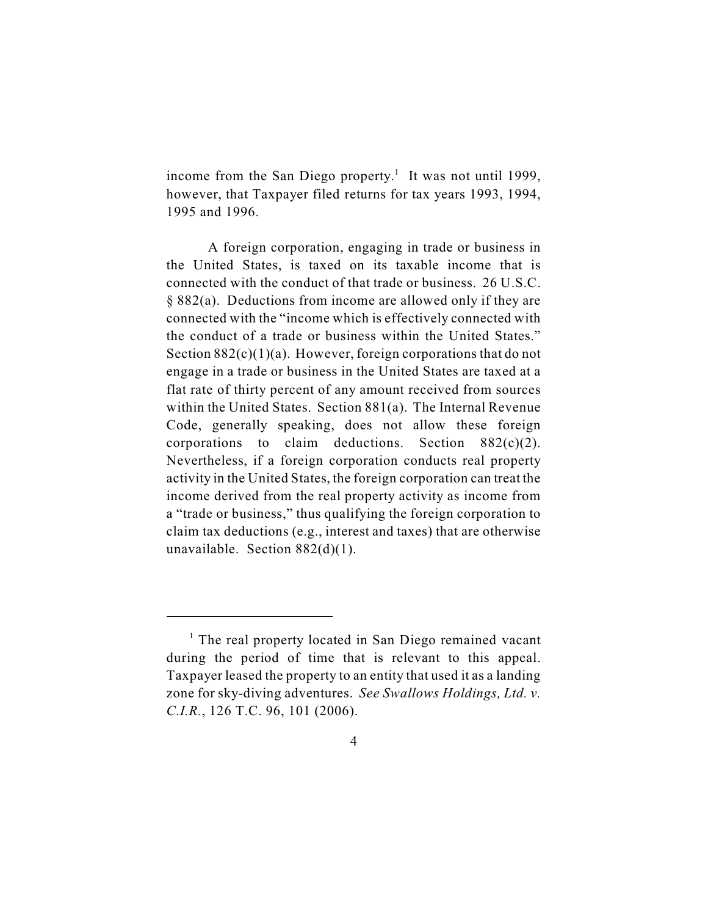income from the San Diego property.[1] It was not until 1999, however, that Taxpayer filed returns for tax years 1993, 1994, 1995 and 1996.

A foreign corporation, engaging in trade or business in the United States, is taxed on its taxable income that is connected with the conduct of that trade or business. 26 U.S.C. § 882(a). Deductions from income are allowed only if they are connected with the "income which is effectively connected with the conduct of a trade or business within the United States." Section 882(c)(1)(a). However, foreign corporations that do not engage in a trade or business in the United States are taxed at a flat rate of thirty percent of any amount received from sources within the United States. Section 881(a). The Internal Revenue Code, generally speaking, does not allow these foreign corporations to claim deductions. Section 882(c)(2). Nevertheless, if a foreign corporation conducts real property activity in the United States, the foreign corporation can treat the income derived from the real property activity as income from a "trade or business," thus qualifying the foreign corporation to claim tax deductions (e.g., interest and taxes) that are otherwise unavailable. Section 882(d)(1).

---

[1] The real property located in San Diego remained vacant during the period of time that is relevant to this appeal. Taxpayer leased the property to an entity that used it as a landing zone for sky-diving adventures. *See Swallows Holdings, Ltd. v. C.I.R.*, 126 T.C. 96, 101 (2006).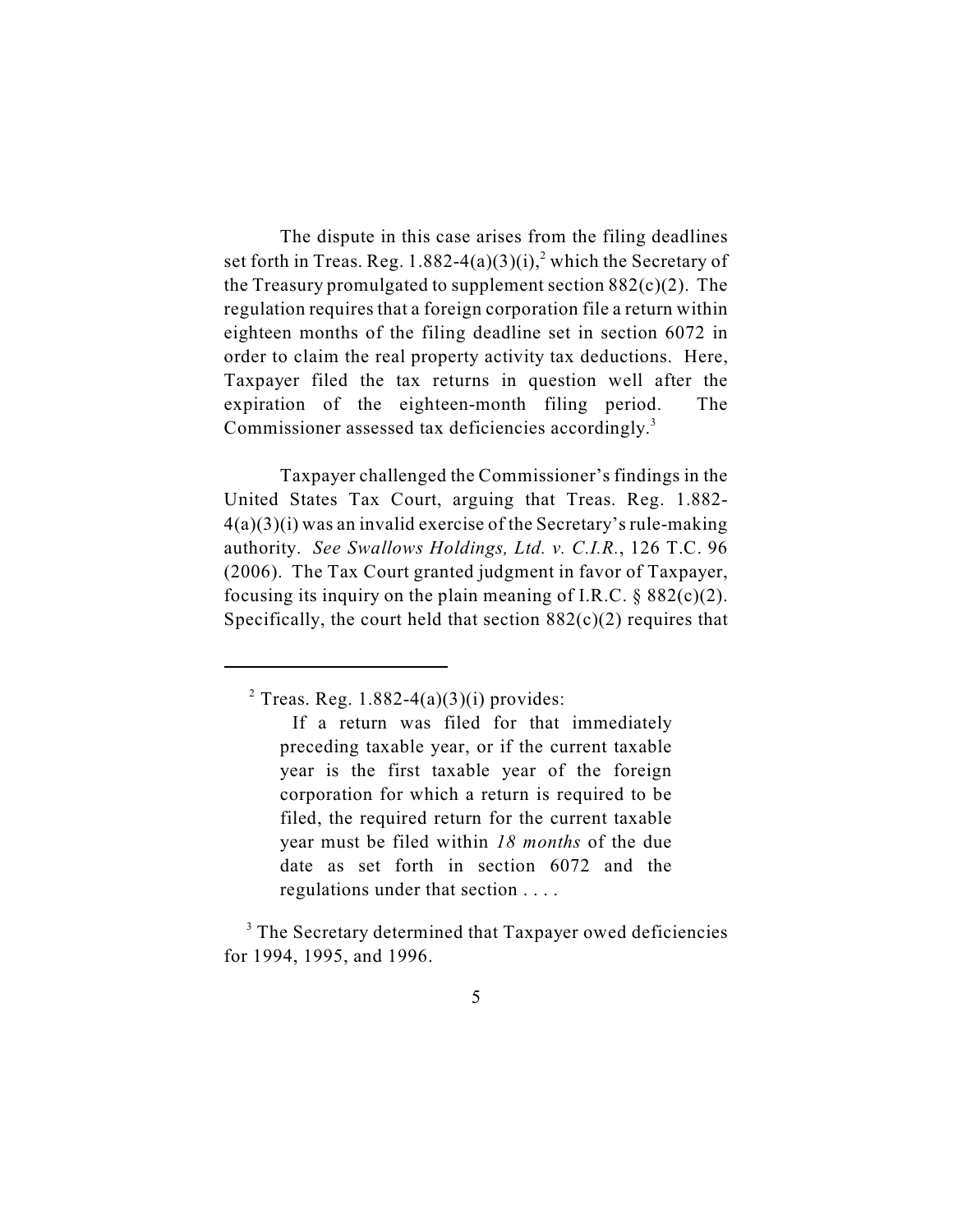The dispute in this case arises from the filing deadlines set forth in Treas. Reg. 1.882-4(a)(3)(i),[2] which the Secretary of the Treasury promulgated to supplement section 882(c)(2). The regulation requires that a foreign corporation file a return within eighteen months of the filing deadline set in section 6072 in order to claim the real property activity tax deductions. Here, Taxpayer filed the tax returns in question well after the expiration of the eighteen-month filing period. The Commissioner assessed tax deficiencies accordingly.[3]

Taxpayer challenged the Commissioner's findings in the United States Tax Court, arguing that Treas. Reg. 1.882-4(a)(3)(i) was an invalid exercise of the Secretary's rule-making authority. *See Swallows Holdings, Ltd. v. C.I.R.*, 126 T.C. 96 (2006). The Tax Court granted judgment in favor of Taxpayer, focusing its inquiry on the plain meaning of I.R.C. § 882(c)(2). Specifically, the court held that section 882(c)(2) requires that

---

[2] Treas. Reg. 1.882-4(a)(3)(i) provides:

> If a return was filed for that immediately preceding taxable year, or if the current taxable year is the first taxable year of the foreign corporation for which a return is required to be filed, the required return for the current taxable year must be filed within *18 months* of the due date as set forth in section 6072 and the regulations under that section . . . .

[3] The Secretary determined that Taxpayer owed deficiencies for 1994, 1995, and 1996.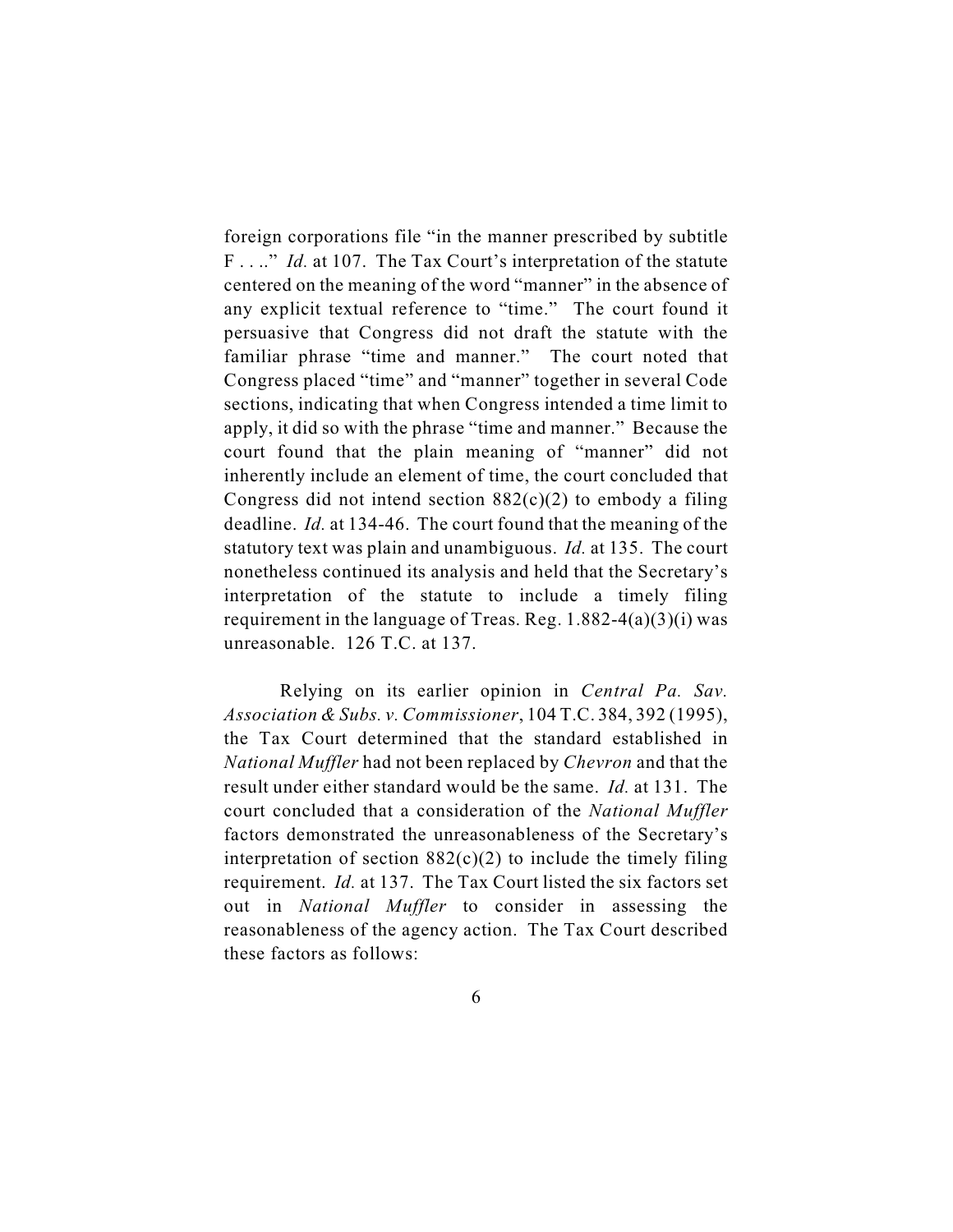foreign corporations file "in the manner prescribed by subtitle F . . .." *Id.* at 107. The Tax Court's interpretation of the statute centered on the meaning of the word "manner" in the absence of any explicit textual reference to "time." The court found it persuasive that Congress did not draft the statute with the familiar phrase "time and manner." The court noted that Congress placed "time" and "manner" together in several Code sections, indicating that when Congress intended a time limit to apply, it did so with the phrase "time and manner." Because the court found that the plain meaning of "manner" did not inherently include an element of time, the court concluded that Congress did not intend section 882(c)(2) to embody a filing deadline. *Id.* at 134-46. The court found that the meaning of the statutory text was plain and unambiguous. *Id.* at 135. The court nonetheless continued its analysis and held that the Secretary's interpretation of the statute to include a timely filing requirement in the language of Treas. Reg. 1.882-4(a)(3)(i) was unreasonable. 126 T.C. at 137.

Relying on its earlier opinion in *Central Pa. Sav. Association & Subs. v. Commissioner*, 104 T.C. 384, 392 (1995), the Tax Court determined that the standard established in *National Muffler* had not been replaced by *Chevron* and that the result under either standard would be the same. *Id.* at 131. The court concluded that a consideration of the *National Muffler* factors demonstrated the unreasonableness of the Secretary's interpretation of section 882(c)(2) to include the timely filing requirement. *Id.* at 137. The Tax Court listed the six factors set out in *National Muffler* to consider in assessing the reasonableness of the agency action. The Tax Court described these factors as follows: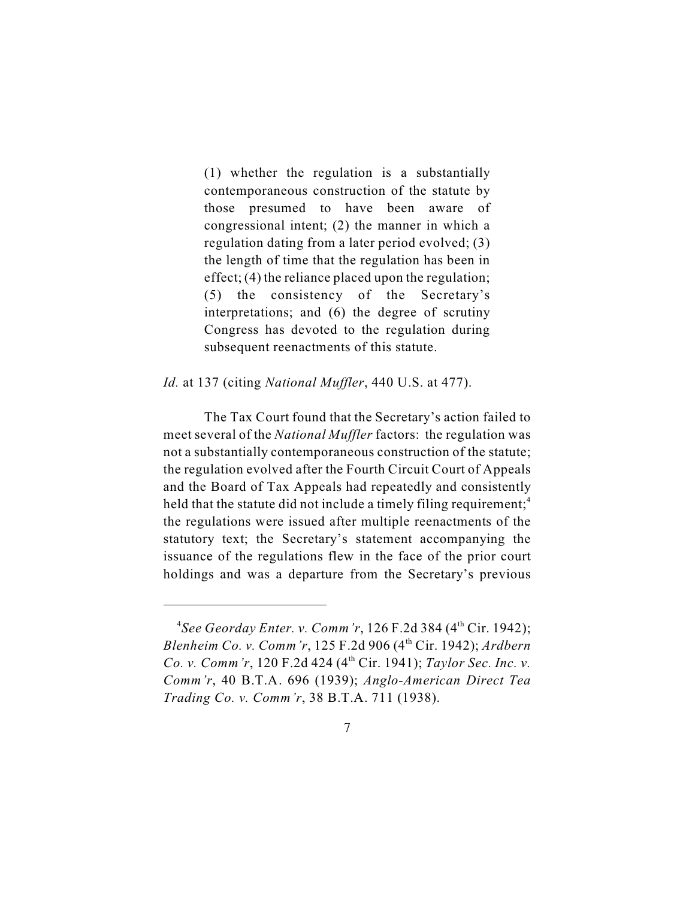> (1) whether the regulation is a substantially contemporaneous construction of the statute by those presumed to have been aware of congressional intent; (2) the manner in which a regulation dating from a later period evolved; (3) the length of time that the regulation has been in effect; (4) the reliance placed upon the regulation; (5) the consistency of the Secretary's interpretations; and (6) the degree of scrutiny Congress has devoted to the regulation during subsequent reenactments of this statute.

*Id.* at 137 (citing *National Muffler*, 440 U.S. at 477).

The Tax Court found that the Secretary's action failed to meet several of the *National Muffler* factors: the regulation was not a substantially contemporaneous construction of the statute; the regulation evolved after the Fourth Circuit Court of Appeals and the Board of Tax Appeals had repeatedly and consistently held that the statute did not include a timely filing requirement;[4] the regulations were issued after multiple reenactments of the statutory text; the Secretary's statement accompanying the issuance of the regulations flew in the face of the prior court holdings and was a departure from the Secretary's previous

---

[4] *See Georday Enter. v. Comm'r*, 126 F.2d 384 (4th Cir. 1942); *Blenheim Co. v. Comm'r*, 125 F.2d 906 (4th Cir. 1942); *Ardbern Co. v. Comm'r*, 120 F.2d 424 (4th Cir. 1941); *Taylor Sec. Inc. v. Comm'r*, 40 B.T.A. 696 (1939); *Anglo-American Direct Tea Trading Co. v. Comm'r*, 38 B.T.A. 711 (1938).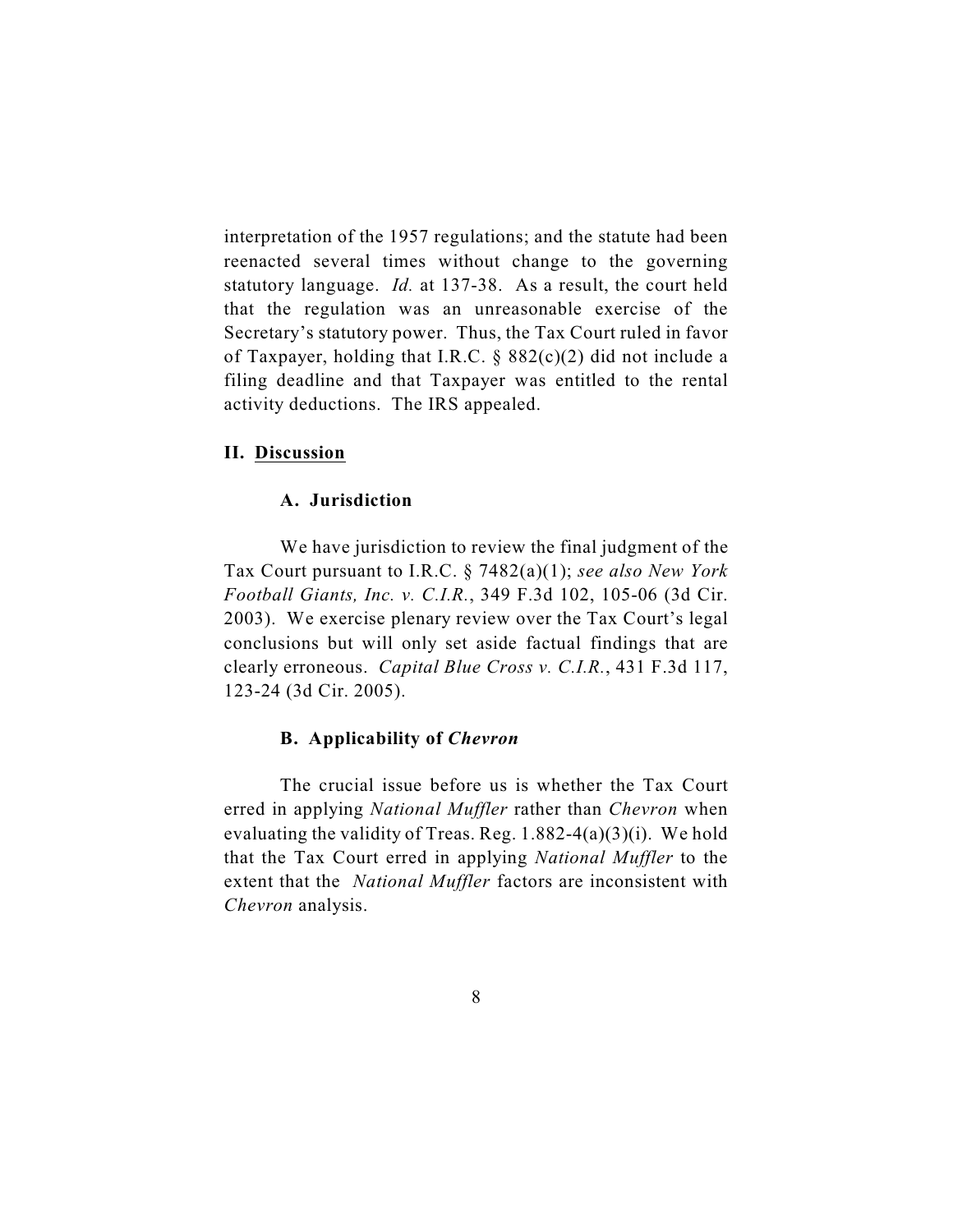interpretation of the 1957 regulations; and the statute had been reenacted several times without change to the governing statutory language. *Id.* at 137-38. As a result, the court held that the regulation was an unreasonable exercise of the Secretary's statutory power. Thus, the Tax Court ruled in favor of Taxpayer, holding that I.R.C. § 882(c)(2) did not include a filing deadline and that Taxpayer was entitled to the rental activity deductions. The IRS appealed.

## II. Discussion

### A. Jurisdiction

We have jurisdiction to review the final judgment of the Tax Court pursuant to I.R.C. § 7482(a)(1); *see also New York Football Giants, Inc. v. C.I.R.*, 349 F.3d 102, 105-06 (3d Cir. 2003). We exercise plenary review over the Tax Court's legal conclusions but will only set aside factual findings that are clearly erroneous. *Capital Blue Cross v. C.I.R.*, 431 F.3d 117, 123-24 (3d Cir. 2005).

### B. Applicability of *Chevron*

The crucial issue before us is whether the Tax Court erred in applying *National Muffler* rather than *Chevron* when evaluating the validity of Treas. Reg. 1.882-4(a)(3)(i). We hold that the Tax Court erred in applying *National Muffler* to the extent that the *National Muffler* factors are inconsistent with *Chevron* analysis.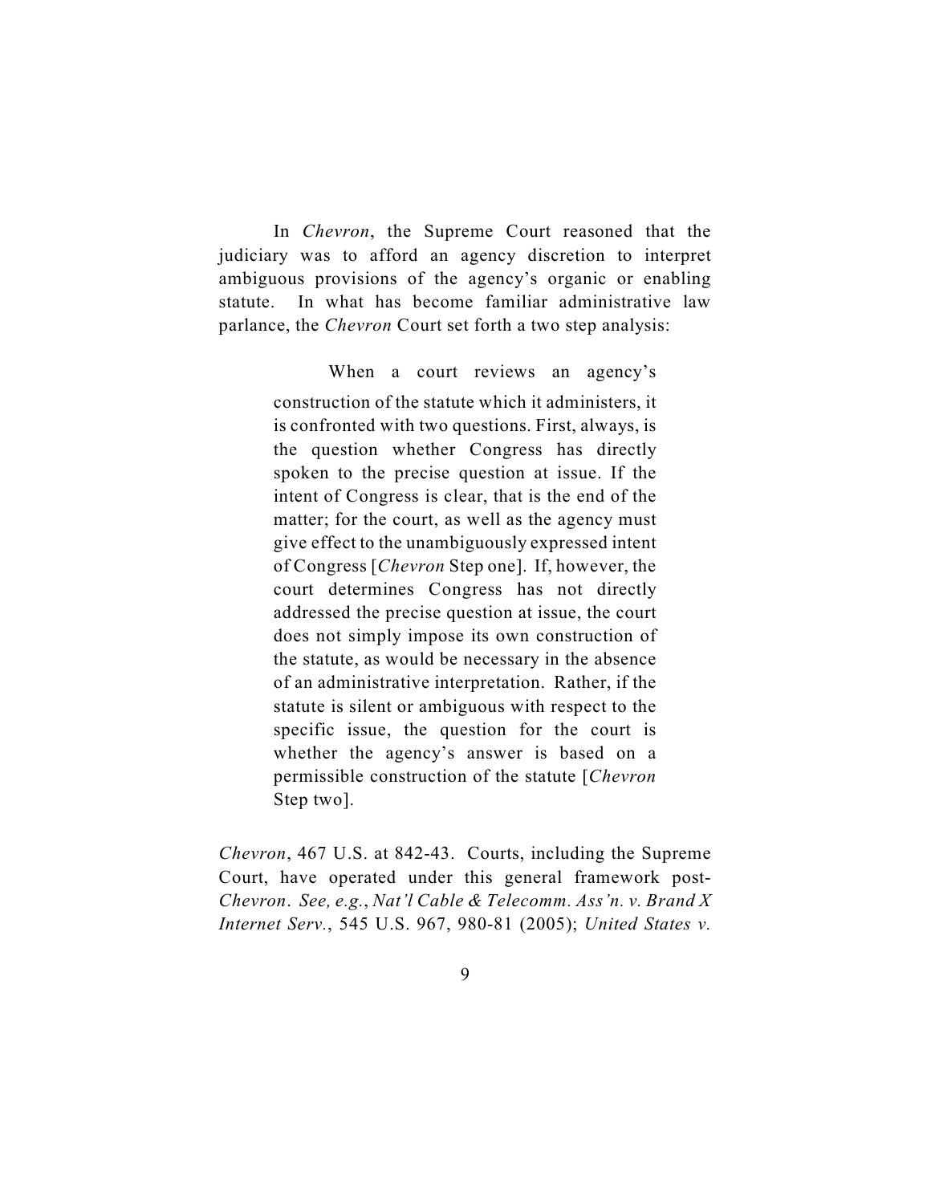In *Chevron*, the Supreme Court reasoned that the judiciary was to afford an agency discretion to interpret ambiguous provisions of the agency's organic or enabling statute. In what has become familiar administrative law parlance, the *Chevron* Court set forth a two step analysis:

> When a court reviews an agency's construction of the statute which it administers, it is confronted with two questions. First, always, is the question whether Congress has directly spoken to the precise question at issue. If the intent of Congress is clear, that is the end of the matter; for the court, as well as the agency must give effect to the unambiguously expressed intent of Congress [*Chevron* Step one]. If, however, the court determines Congress has not directly addressed the precise question at issue, the court does not simply impose its own construction of the statute, as would be necessary in the absence of an administrative interpretation. Rather, if the statute is silent or ambiguous with respect to the specific issue, the question for the court is whether the agency's answer is based on a permissible construction of the statute [*Chevron* Step two].

*Chevron*, 467 U.S. at 842-43. Courts, including the Supreme Court, have operated under this general framework post-*Chevron*. *See, e.g.*, *Nat'l Cable & Telecomm. Ass'n. v. Brand X Internet Serv.*, 545 U.S. 967, 980-81 (2005); *United States v.*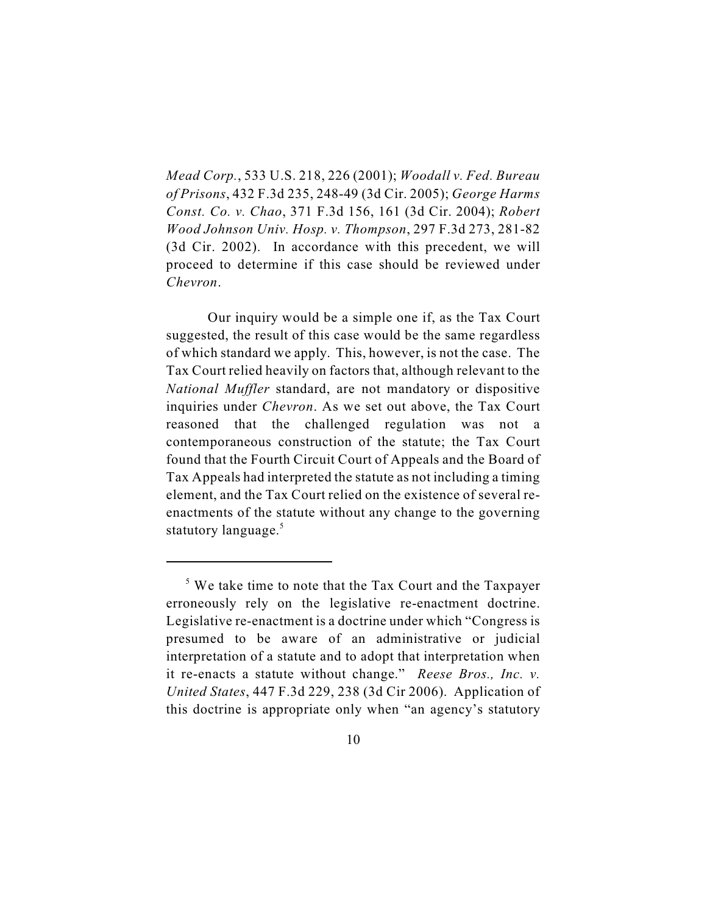*Mead Corp.*, 533 U.S. 218, 226 (2001); *Woodall v. Fed. Bureau of Prisons*, 432 F.3d 235, 248-49 (3d Cir. 2005); *George Harms Const. Co. v. Chao*, 371 F.3d 156, 161 (3d Cir. 2004); *Robert Wood Johnson Univ. Hosp. v. Thompson*, 297 F.3d 273, 281-82 (3d Cir. 2002). In accordance with this precedent, we will proceed to determine if this case should be reviewed under *Chevron*.

Our inquiry would be a simple one if, as the Tax Court suggested, the result of this case would be the same regardless of which standard we apply. This, however, is not the case. The Tax Court relied heavily on factors that, although relevant to the *National Muffler* standard, are not mandatory or dispositive inquiries under *Chevron*. As we set out above, the Tax Court reasoned that the challenged regulation was not a contemporaneous construction of the statute; the Tax Court found that the Fourth Circuit Court of Appeals and the Board of Tax Appeals had interpreted the statute as not including a timing element, and the Tax Court relied on the existence of several re-enactments of the statute without any change to the governing statutory language.[5]

---

[5] We take time to note that the Tax Court and the Taxpayer erroneously rely on the legislative re-enactment doctrine. Legislative re-enactment is a doctrine under which "Congress is presumed to be aware of an administrative or judicial interpretation of a statute and to adopt that interpretation when it re-enacts a statute without change." *Reese Bros., Inc. v. United States*, 447 F.3d 229, 238 (3d Cir 2006). Application of this doctrine is appropriate only when "an agency's statutory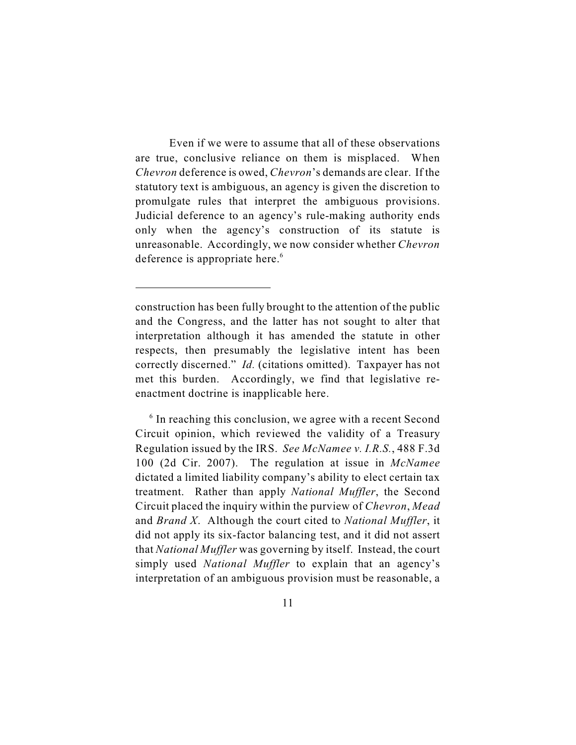Even if we were to assume that all of these observations are true, conclusive reliance on them is misplaced. When *Chevron* deference is owed, *Chevron*'s demands are clear. If the statutory text is ambiguous, an agency is given the discretion to promulgate rules that interpret the ambiguous provisions. Judicial deference to an agency's rule-making authority ends only when the agency's construction of its statute is unreasonable. Accordingly, we now consider whether *Chevron* deference is appropriate here.[6]

---

construction has been fully brought to the attention of the public and the Congress, and the latter has not sought to alter that interpretation although it has amended the statute in other respects, then presumably the legislative intent has been correctly discerned." *Id.* (citations omitted). Taxpayer has not met this burden. Accordingly, we find that legislative re-enactment doctrine is inapplicable here.

[6] In reaching this conclusion, we agree with a recent Second Circuit opinion, which reviewed the validity of a Treasury Regulation issued by the IRS. *See McNamee v. I.R.S.*, 488 F.3d 100 (2d Cir. 2007). The regulation at issue in *McNamee* dictated a limited liability company's ability to elect certain tax treatment. Rather than apply *National Muffler*, the Second Circuit placed the inquiry within the purview of *Chevron*, *Mead* and *Brand X*. Although the court cited to *National Muffler*, it did not apply its six-factor balancing test, and it did not assert that *National Muffler* was governing by itself. Instead, the court simply used *National Muffler* to explain that an agency's interpretation of an ambiguous provision must be reasonable, a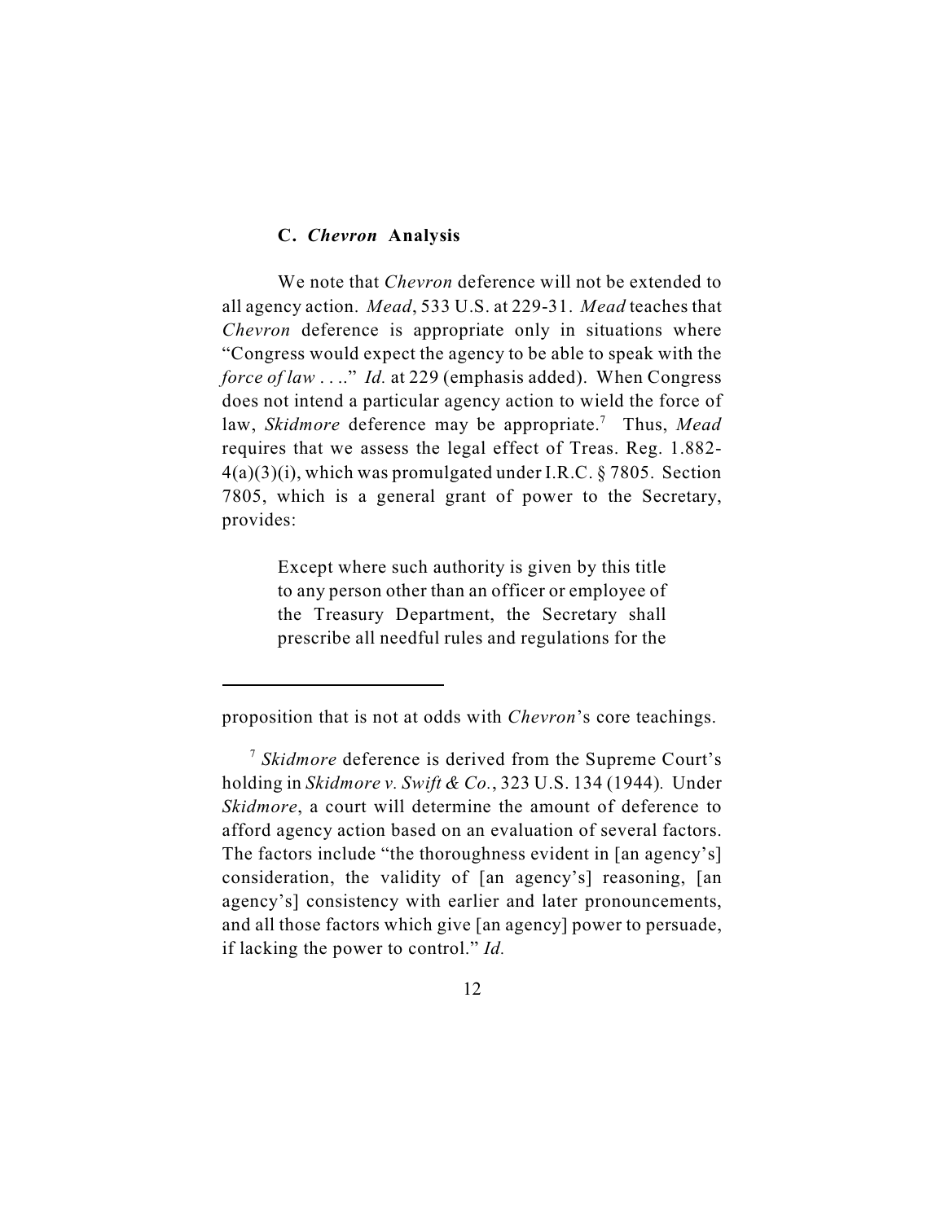### C. *Chevron* Analysis

We note that *Chevron* deference will not be extended to all agency action. *Mead*, 533 U.S. at 229-31. *Mead* teaches that *Chevron* deference is appropriate only in situations where "Congress would expect the agency to be able to speak with the *force of law* . . .." *Id.* at 229 (emphasis added). When Congress does not intend a particular agency action to wield the force of law, *Skidmore* deference may be appropriate.[7] Thus, *Mead* requires that we assess the legal effect of Treas. Reg. 1.882-4(a)(3)(i), which was promulgated under I.R.C. § 7805. Section 7805, which is a general grant of power to the Secretary, provides:

> Except where such authority is given by this title to any person other than an officer or employee of the Treasury Department, the Secretary shall prescribe all needful rules and regulations for the

---

proposition that is not at odds with *Chevron*'s core teachings.

[7] *Skidmore* deference is derived from the Supreme Court's holding in *Skidmore v. Swift & Co.*, 323 U.S. 134 (1944). Under *Skidmore*, a court will determine the amount of deference to afford agency action based on an evaluation of several factors. The factors include "the thoroughness evident in [an agency's] consideration, the validity of [an agency's] reasoning, [an agency's] consistency with earlier and later pronouncements, and all those factors which give [an agency] power to persuade, if lacking the power to control." *Id.*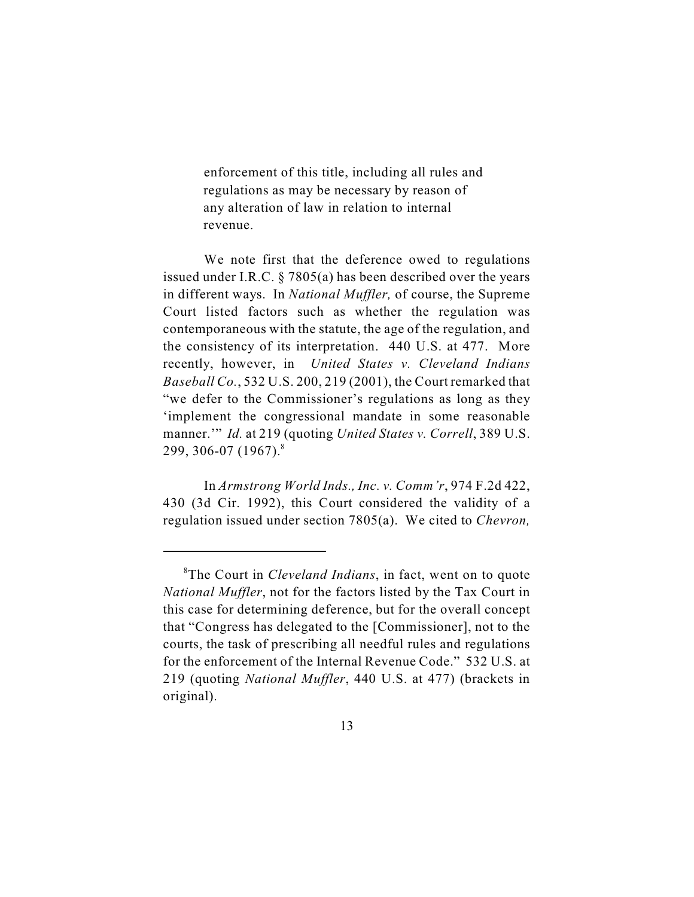> enforcement of this title, including all rules and regulations as may be necessary by reason of any alteration of law in relation to internal revenue.

We note first that the deference owed to regulations issued under I.R.C. § 7805(a) has been described over the years in different ways. In *National Muffler,* of course, the Supreme Court listed factors such as whether the regulation was contemporaneous with the statute, the age of the regulation, and the consistency of its interpretation. 440 U.S. at 477. More recently, however, in *United States v. Cleveland Indians Baseball Co.*, 532 U.S. 200, 219 (2001), the Court remarked that "we defer to the Commissioner's regulations as long as they 'implement the congressional mandate in some reasonable manner.'" *Id.* at 219 (quoting *United States v. Correll*, 389 U.S. 299, 306-07 (1967).[8]

In *Armstrong World Inds., Inc. v. Comm'r*, 974 F.2d 422, 430 (3d Cir. 1992), this Court considered the validity of a regulation issued under section 7805(a). We cited to *Chevron,*

---

[8] The Court in *Cleveland Indians*, in fact, went on to quote *National Muffler*, not for the factors listed by the Tax Court in this case for determining deference, but for the overall concept that "Congress has delegated to the [Commissioner], not to the courts, the task of prescribing all needful rules and regulations for the enforcement of the Internal Revenue Code." 532 U.S. at 219 (quoting *National Muffler*, 440 U.S. at 477) (brackets in original).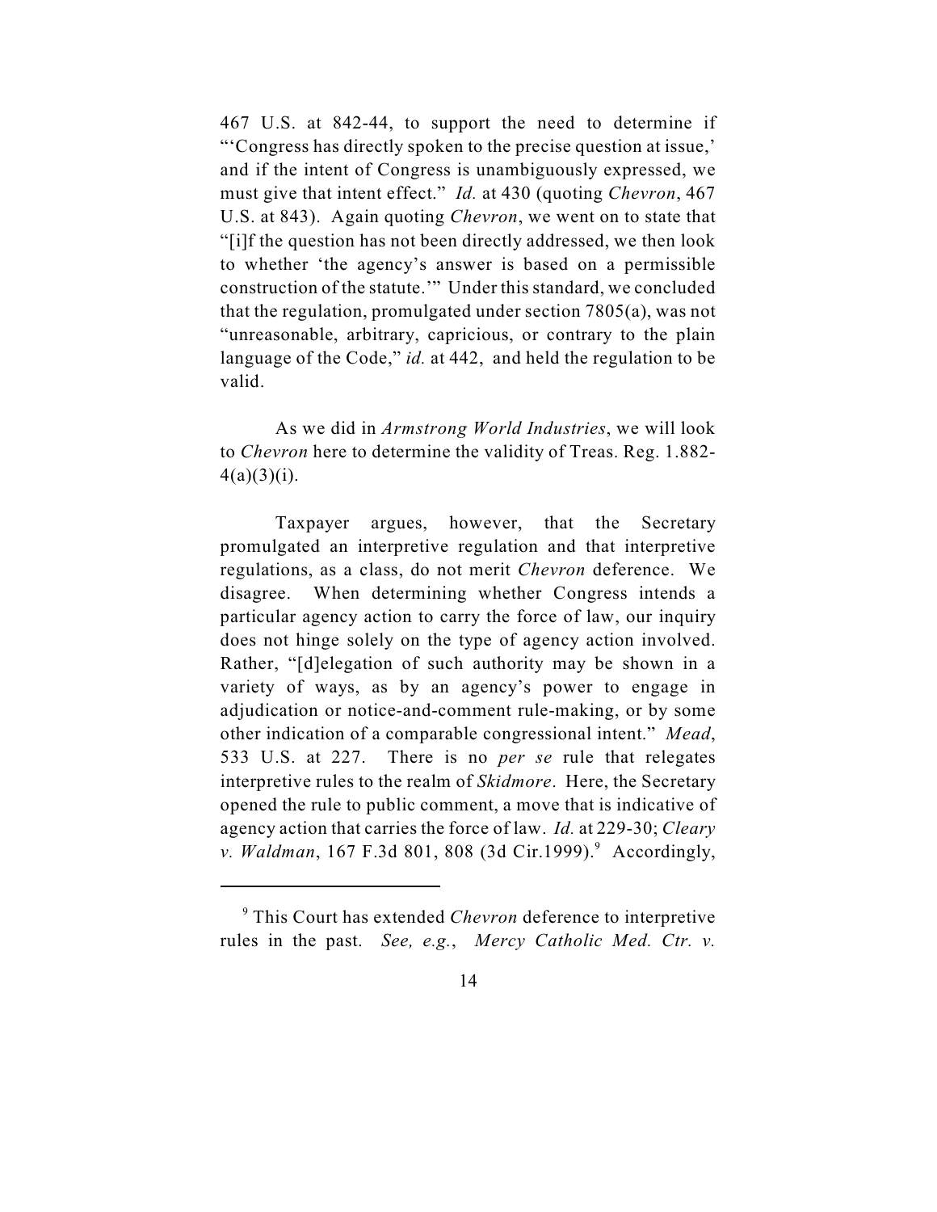467 U.S. at 842-44, to support the need to determine if "'Congress has directly spoken to the precise question at issue,' and if the intent of Congress is unambiguously expressed, we must give that intent effect." *Id.* at 430 (quoting *Chevron*, 467 U.S. at 843). Again quoting *Chevron*, we went on to state that "[i]f the question has not been directly addressed, we then look to whether 'the agency's answer is based on a permissible construction of the statute.'" Under this standard, we concluded that the regulation, promulgated under section 7805(a), was not "unreasonable, arbitrary, capricious, or contrary to the plain language of the Code," *id.* at 442, and held the regulation to be valid.

As we did in *Armstrong World Industries*, we will look to *Chevron* here to determine the validity of Treas. Reg. 1.882-4(a)(3)(i).

Taxpayer argues, however, that the Secretary promulgated an interpretive regulation and that interpretive regulations, as a class, do not merit *Chevron* deference. We disagree. When determining whether Congress intends a particular agency action to carry the force of law, our inquiry does not hinge solely on the type of agency action involved. Rather, "[d]elegation of such authority may be shown in a variety of ways, as by an agency's power to engage in adjudication or notice-and-comment rule-making, or by some other indication of a comparable congressional intent." *Mead*, 533 U.S. at 227. There is no *per se* rule that relegates interpretive rules to the realm of *Skidmore*. Here, the Secretary opened the rule to public comment, a move that is indicative of agency action that carries the force of law. *Id.* at 229-30; *Cleary v. Waldman*, 167 F.3d 801, 808 (3d Cir.1999).[9] Accordingly,

[9] This Court has extended *Chevron* deference to interpretive rules in the past. *See, e.g.*, *Mercy Catholic Med. Ctr. v.*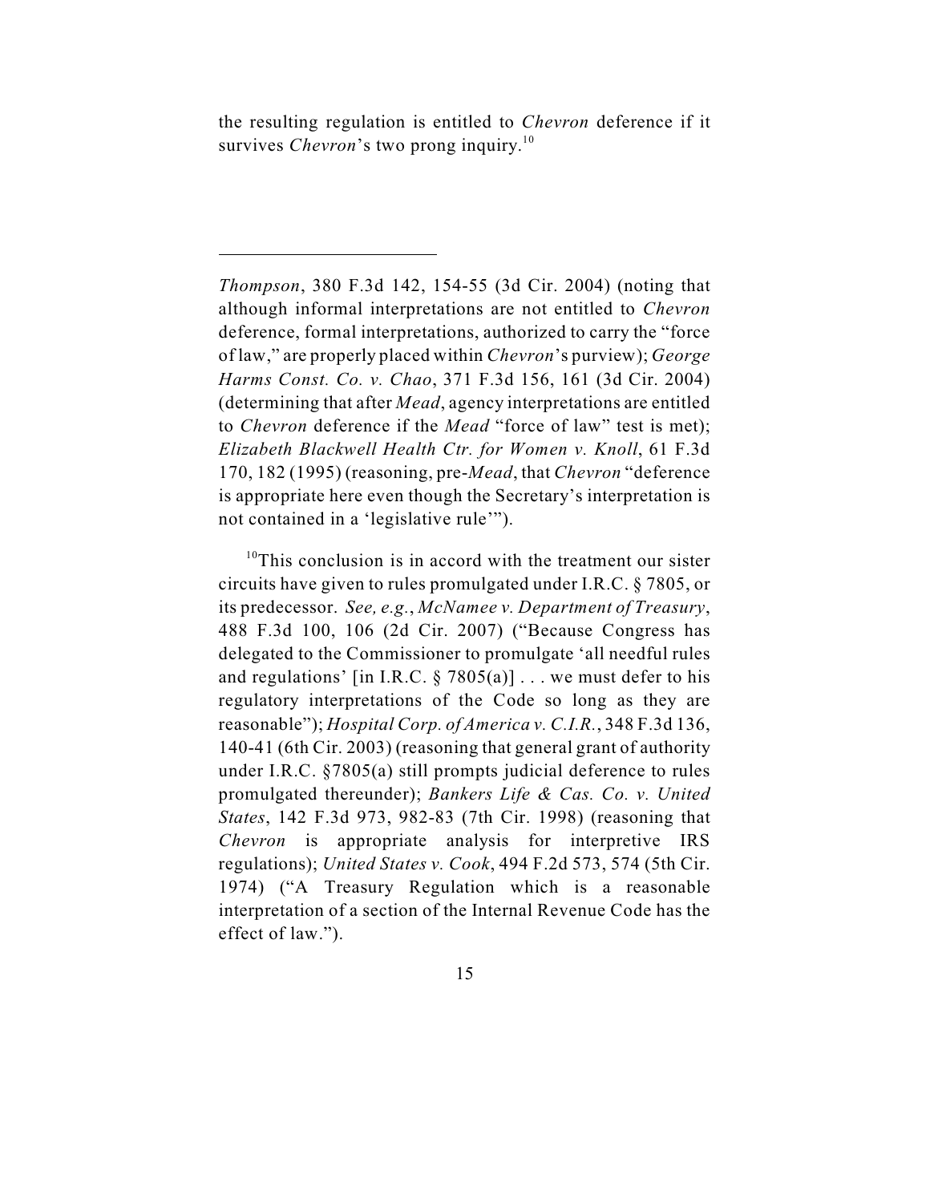the resulting regulation is entitled to *Chevron* deference if it survives *Chevron*'s two prong inquiry.[10]

---

*Thompson*, 380 F.3d 142, 154-55 (3d Cir. 2004) (noting that although informal interpretations are not entitled to *Chevron* deference, formal interpretations, authorized to carry the "force of law," are properly placed within *Chevron*'s purview); *George Harms Const. Co. v. Chao*, 371 F.3d 156, 161 (3d Cir. 2004) (determining that after *Mead*, agency interpretations are entitled to *Chevron* deference if the *Mead* "force of law" test is met); *Elizabeth Blackwell Health Ctr. for Women v. Knoll*, 61 F.3d 170, 182 (1995) (reasoning, pre-*Mead*, that *Chevron* "deference is appropriate here even though the Secretary's interpretation is not contained in a 'legislative rule'").

[10]This conclusion is in accord with the treatment our sister circuits have given to rules promulgated under I.R.C. § 7805, or its predecessor. *See, e.g.*, *McNamee v. Department of Treasury*, 488 F.3d 100, 106 (2d Cir. 2007) ("Because Congress has delegated to the Commissioner to promulgate 'all needful rules and regulations' [in I.R.C. § 7805(a)] . . . we must defer to his regulatory interpretations of the Code so long as they are reasonable"); *Hospital Corp. of America v. C.I.R.*, 348 F.3d 136, 140-41 (6th Cir. 2003) (reasoning that general grant of authority under I.R.C. §7805(a) still prompts judicial deference to rules promulgated thereunder); *Bankers Life & Cas. Co. v. United States*, 142 F.3d 973, 982-83 (7th Cir. 1998) (reasoning that *Chevron* is appropriate analysis for interpretive IRS regulations); *United States v. Cook*, 494 F.2d 573, 574 (5th Cir. 1974) ("A Treasury Regulation which is a reasonable interpretation of a section of the Internal Revenue Code has the effect of law.").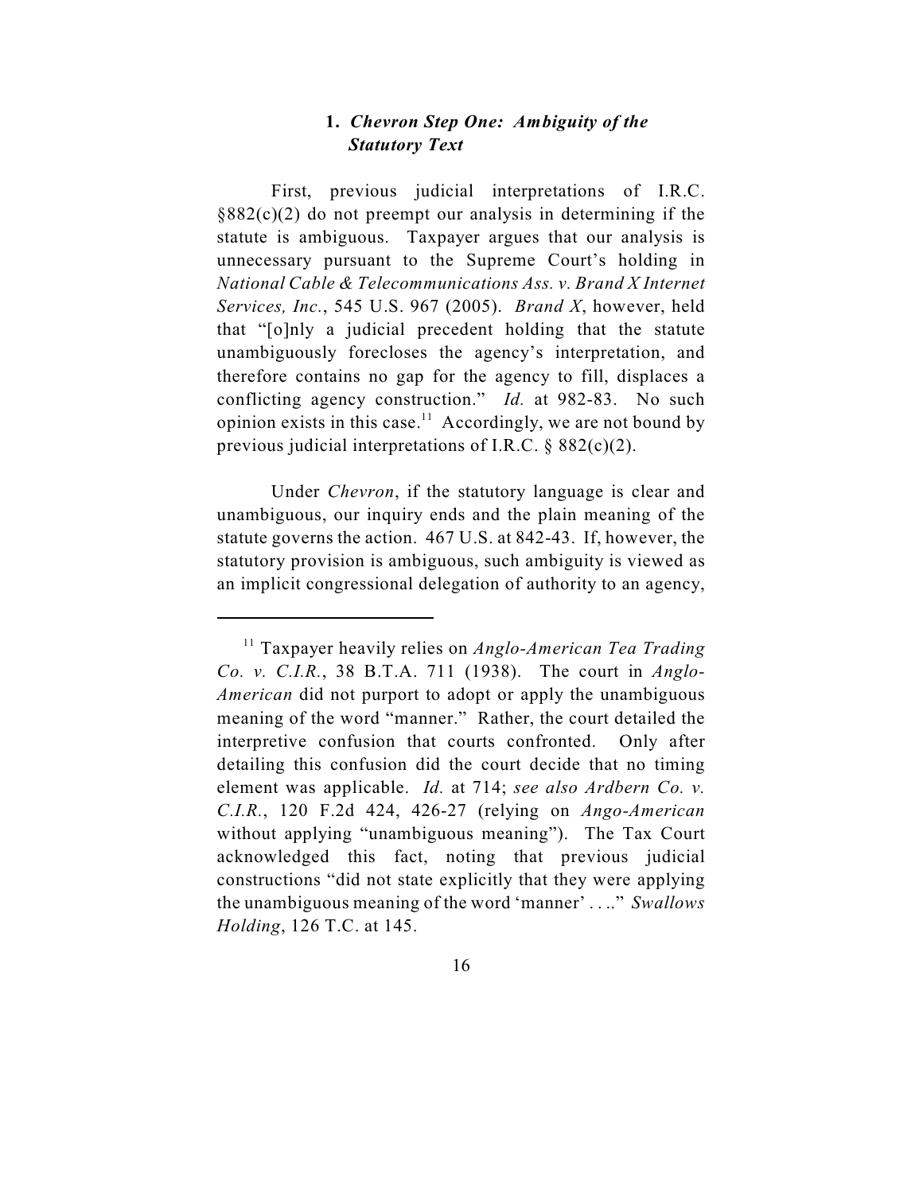### 1. *Chevron Step One: Ambiguity of the Statutory Text*

First, previous judicial interpretations of I.R.C. §882(c)(2) do not preempt our analysis in determining if the statute is ambiguous. Taxpayer argues that our analysis is unnecessary pursuant to the Supreme Court's holding in *National Cable & Telecommunications Ass. v. Brand X Internet Services, Inc.*, 545 U.S. 967 (2005). *Brand X*, however, held that "[o]nly a judicial precedent holding that the statute unambiguously forecloses the agency's interpretation, and therefore contains no gap for the agency to fill, displaces a conflicting agency construction." *Id.* at 982-83. No such opinion exists in this case.[11] Accordingly, we are not bound by previous judicial interpretations of I.R.C. § 882(c)(2).

Under *Chevron*, if the statutory language is clear and unambiguous, our inquiry ends and the plain meaning of the statute governs the action. 467 U.S. at 842-43. If, however, the statutory provision is ambiguous, such ambiguity is viewed as an implicit congressional delegation of authority to an agency,

---

[11] Taxpayer heavily relies on *Anglo-American Tea Trading Co. v. C.I.R.*, 38 B.T.A. 711 (1938). The court in *Anglo-American* did not purport to adopt or apply the unambiguous meaning of the word "manner." Rather, the court detailed the interpretive confusion that courts confronted. Only after detailing this confusion did the court decide that no timing element was applicable. *Id.* at 714; *see also Ardbern Co. v. C.I.R.*, 120 F.2d 424, 426-27 (relying on *Ango-American* without applying "unambiguous meaning"). The Tax Court acknowledged this fact, noting that previous judicial constructions "did not state explicitly that they were applying the unambiguous meaning of the word 'manner' . . .." *Swallows Holding*, 126 T.C. at 145.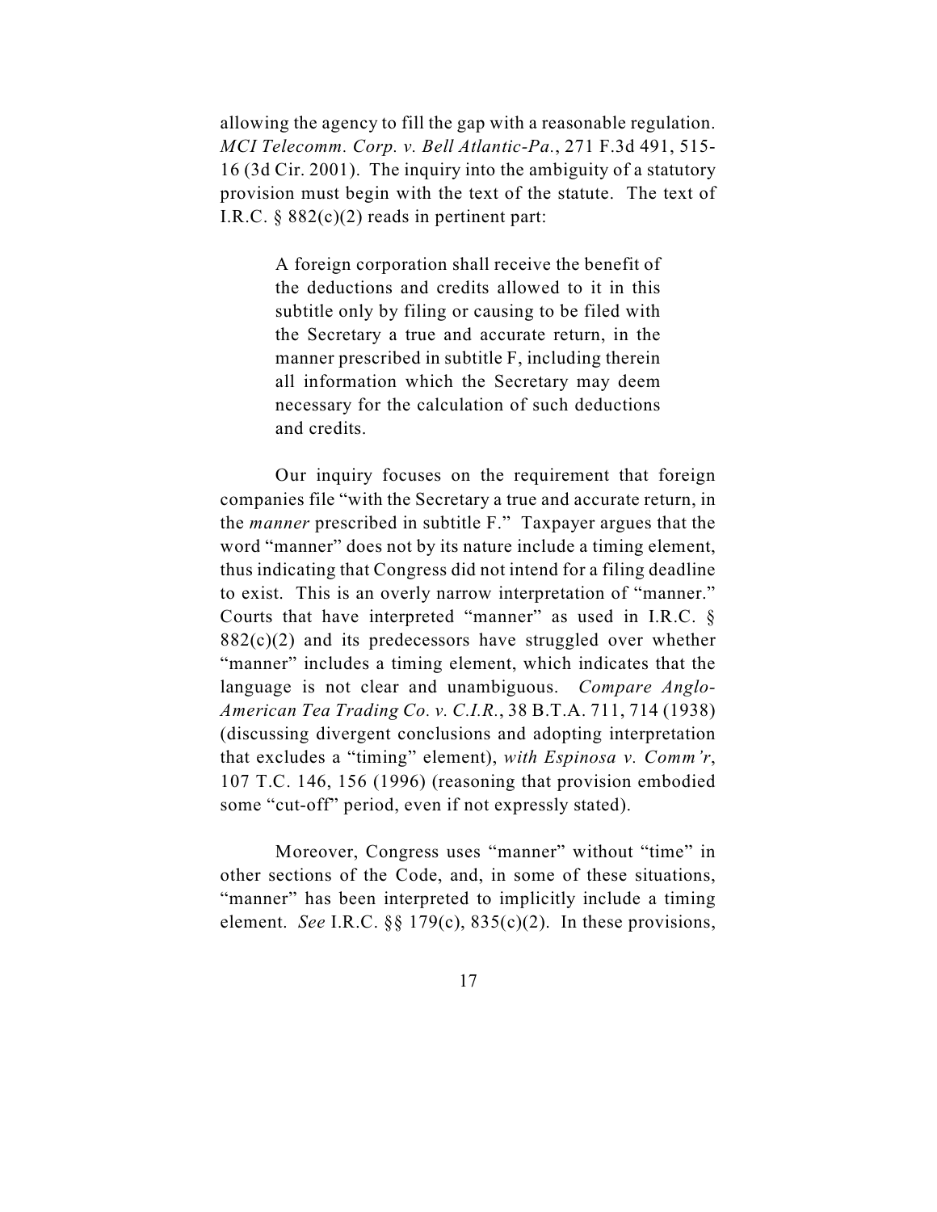allowing the agency to fill the gap with a reasonable regulation. *MCI Telecomm. Corp. v. Bell Atlantic-Pa.*, 271 F.3d 491, 515-16 (3d Cir. 2001). The inquiry into the ambiguity of a statutory provision must begin with the text of the statute. The text of I.R.C. § 882(c)(2) reads in pertinent part:

> A foreign corporation shall receive the benefit of the deductions and credits allowed to it in this subtitle only by filing or causing to be filed with the Secretary a true and accurate return, in the manner prescribed in subtitle F, including therein all information which the Secretary may deem necessary for the calculation of such deductions and credits.

Our inquiry focuses on the requirement that foreign companies file "with the Secretary a true and accurate return, in the *manner* prescribed in subtitle F." Taxpayer argues that the word "manner" does not by its nature include a timing element, thus indicating that Congress did not intend for a filing deadline to exist. This is an overly narrow interpretation of "manner." Courts that have interpreted "manner" as used in I.R.C. § 882(c)(2) and its predecessors have struggled over whether "manner" includes a timing element, which indicates that the language is not clear and unambiguous. *Compare Anglo-American Tea Trading Co. v. C.I.R.*, 38 B.T.A. 711, 714 (1938) (discussing divergent conclusions and adopting interpretation that excludes a "timing" element), *with Espinosa v. Comm'r*, 107 T.C. 146, 156 (1996) (reasoning that provision embodied some "cut-off" period, even if not expressly stated).

Moreover, Congress uses "manner" without "time" in other sections of the Code, and, in some of these situations, "manner" has been interpreted to implicitly include a timing element. *See* I.R.C. §§ 179(c), 835(c)(2). In these provisions,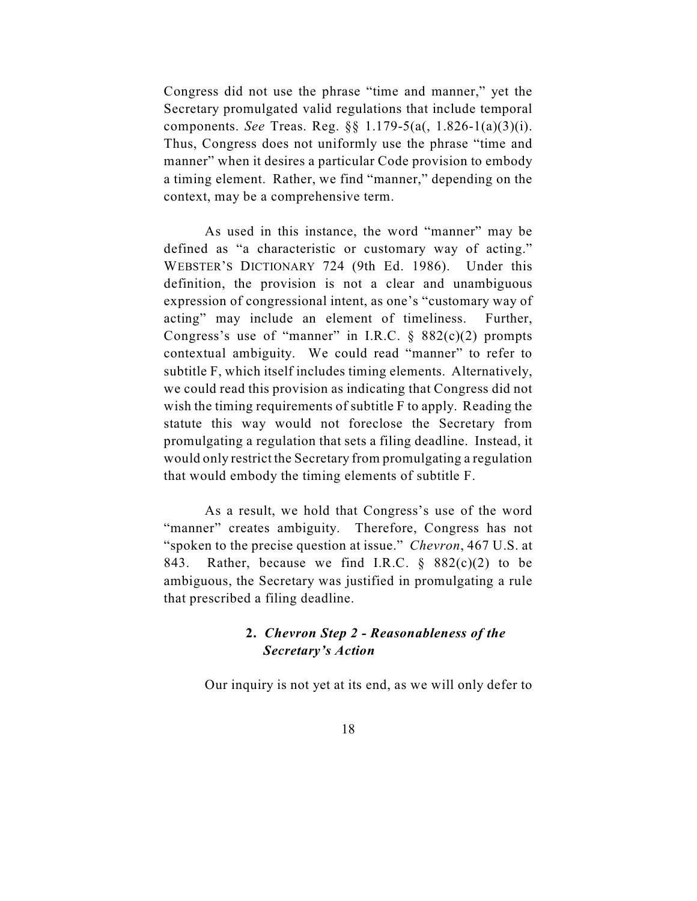Congress did not use the phrase "time and manner," yet the Secretary promulgated valid regulations that include temporal components. *See* Treas. Reg. §§ 1.179-5(a(, 1.826-1(a)(3)(i). Thus, Congress does not uniformly use the phrase "time and manner" when it desires a particular Code provision to embody a timing element. Rather, we find "manner," depending on the context, may be a comprehensive term.

As used in this instance, the word "manner" may be defined as "a characteristic or customary way of acting." WEBSTER'S DICTIONARY 724 (9th Ed. 1986). Under this definition, the provision is not a clear and unambiguous expression of congressional intent, as one's "customary way of acting" may include an element of timeliness. Further, Congress's use of "manner" in I.R.C. § 882(c)(2) prompts contextual ambiguity. We could read "manner" to refer to subtitle F, which itself includes timing elements. Alternatively, we could read this provision as indicating that Congress did not wish the timing requirements of subtitle F to apply. Reading the statute this way would not foreclose the Secretary from promulgating a regulation that sets a filing deadline. Instead, it would only restrict the Secretary from promulgating a regulation that would embody the timing elements of subtitle F.

As a result, we hold that Congress's use of the word "manner" creates ambiguity. Therefore, Congress has not "spoken to the precise question at issue." *Chevron*, 467 U.S. at 843. Rather, because we find I.R.C. § 882(c)(2) to be ambiguous, the Secretary was justified in promulgating a rule that prescribed a filing deadline.

**2. *Chevron Step 2 - Reasonableness of the Secretary's Action***

Our inquiry is not yet at its end, as we will only defer to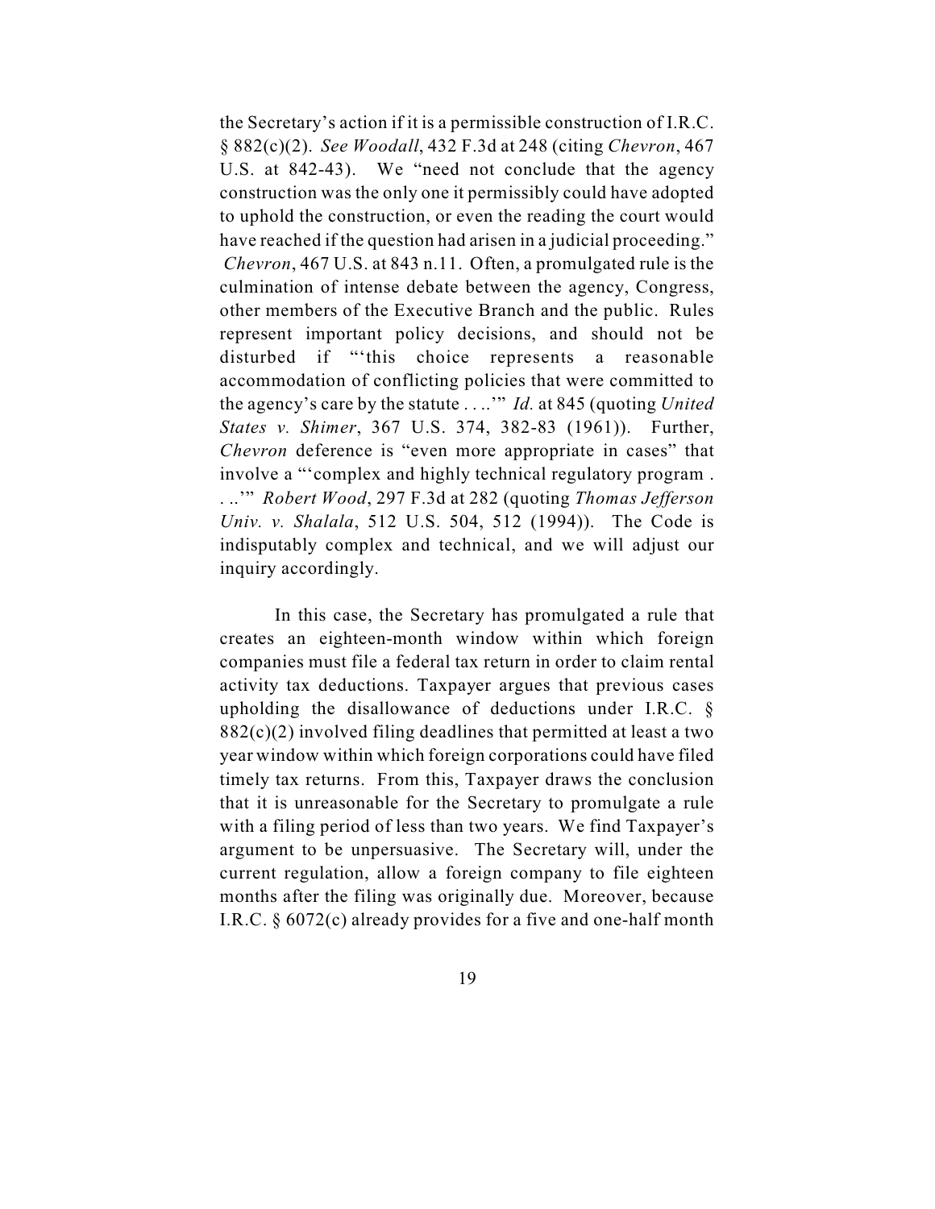the Secretary's action if it is a permissible construction of I.R.C. § 882(c)(2). *See Woodall*, 432 F.3d at 248 (citing *Chevron*, 467 U.S. at 842-43). We "need not conclude that the agency construction was the only one it permissibly could have adopted to uphold the construction, or even the reading the court would have reached if the question had arisen in a judicial proceeding." *Chevron*, 467 U.S. at 843 n.11. Often, a promulgated rule is the culmination of intense debate between the agency, Congress, other members of the Executive Branch and the public. Rules represent important policy decisions, and should not be disturbed if "'this choice represents a reasonable accommodation of conflicting policies that were committed to the agency's care by the statute . . ..'" *Id.* at 845 (quoting *United States v. Shimer*, 367 U.S. 374, 382-83 (1961)). Further, *Chevron* deference is "even more appropriate in cases" that involve a "'complex and highly technical regulatory program . . ..'" *Robert Wood*, 297 F.3d at 282 (quoting *Thomas Jefferson Univ. v. Shalala*, 512 U.S. 504, 512 (1994)). The Code is indisputably complex and technical, and we will adjust our inquiry accordingly.

In this case, the Secretary has promulgated a rule that creates an eighteen-month window within which foreign companies must file a federal tax return in order to claim rental activity tax deductions. Taxpayer argues that previous cases upholding the disallowance of deductions under I.R.C. § 882(c)(2) involved filing deadlines that permitted at least a two year window within which foreign corporations could have filed timely tax returns. From this, Taxpayer draws the conclusion that it is unreasonable for the Secretary to promulgate a rule with a filing period of less than two years. We find Taxpayer's argument to be unpersuasive. The Secretary will, under the current regulation, allow a foreign company to file eighteen months after the filing was originally due. Moreover, because I.R.C. § 6072(c) already provides for a five and one-half month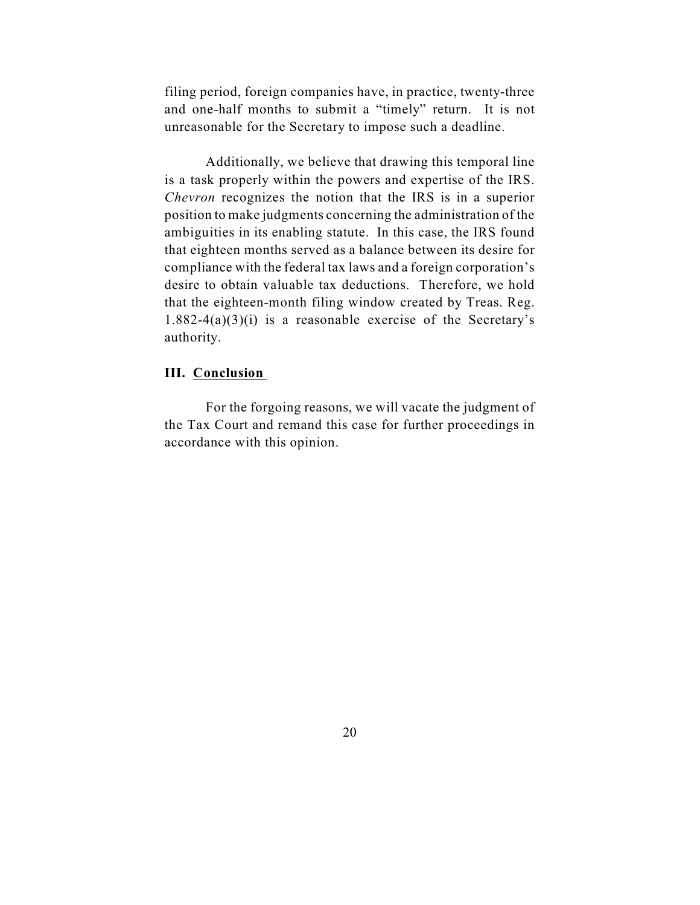filing period, foreign companies have, in practice, twenty-three and one-half months to submit a "timely" return. It is not unreasonable for the Secretary to impose such a deadline.

Additionally, we believe that drawing this temporal line is a task properly within the powers and expertise of the IRS. *Chevron* recognizes the notion that the IRS is in a superior position to make judgments concerning the administration of the ambiguities in its enabling statute. In this case, the IRS found that eighteen months served as a balance between its desire for compliance with the federal tax laws and a foreign corporation's desire to obtain valuable tax deductions. Therefore, we hold that the eighteen-month filing window created by Treas. Reg. 1.882-4(a)(3)(i) is a reasonable exercise of the Secretary's authority.

## III. Conclusion

For the forgoing reasons, we will vacate the judgment of the Tax Court and remand this case for further proceedings in accordance with this opinion.